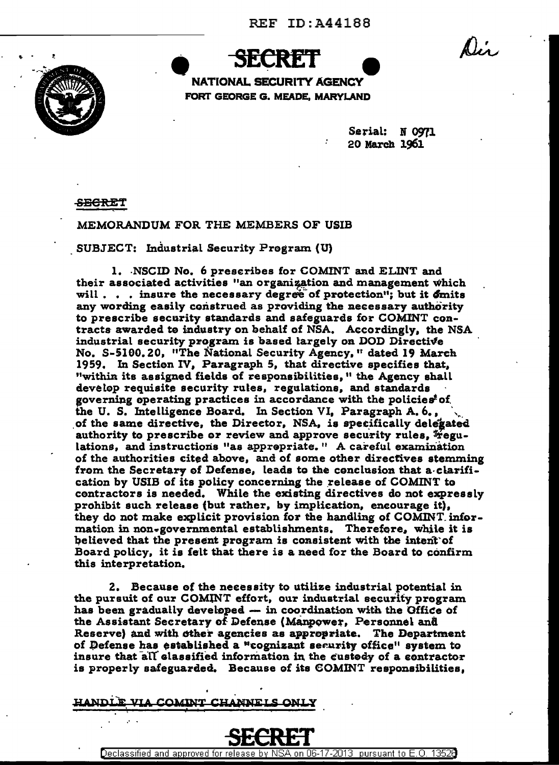REF ID:A44188

SECRET

NATIONAL SECURITY AGENCY
FORT GEORGE G. MEADE, MARYLAND

Dir

Serial: N 0971
20 March 1961

~~SECRET~~

MEMORANDUM FOR THE MEMBERS OF USIB

SUBJECT: Industrial Security Program (U)

1. NSCID No. 6 prescribes for COMINT and ELINT and their associated activities "an organization and management which will . . . insure the necessary degree of protection"; but it omits any wording easily construed as providing the necessary authority to prescribe security standards and safeguards for COMINT contracts awarded to industry on behalf of NSA. Accordingly, the NSA industrial security program is based largely on DOD Directive No. S-5100.20, "The National Security Agency," dated 19 March 1959. In Section IV, Paragraph 5, that directive specifies that, "within its assigned fields of responsibilities," the Agency shall develop requisite security rules, regulations, and standards governing operating practices in accordance with the policies of the U. S. Intelligence Board. In Section VI, Paragraph A. 6., of the same directive, the Director, NSA, is specifically delegated authority to prescribe or review and approve security rules, regulations, and instructions "as appropriate." A careful examination of the authorities cited above, and of some other directives stemming from the Secretary of Defense, leads to the conclusion that a clarification by USIB of its policy concerning the release of COMINT to contractors is needed. While the existing directives do not expressly prohibit such release (but rather, by implication, encourage it), they do not make explicit provision for the handling of COMINT information in non-governmental establishments. Therefore, while it is believed that the present program is consistent with the intent of Board policy, it is felt that there is a need for the Board to confirm this interpretation.

2. Because of the necessity to utilize industrial potential in the pursuit of our COMINT effort, our industrial security program has been gradually developed — in coordination with the Office of the Assistant Secretary of Defense (Manpower, Personnel and Reserve) and with other agencies as appropriate. The Department of Defense has established a "cognizant security office" system to insure that all classified information in the custody of a contractor is properly safeguarded. Because of its COMINT responsibilities,

HANDLE VIA COMINT CHANNELS ONLY

SECRET

Declassified and approved for release by NSA on 06-17-2013 pursuant to E.O. 13526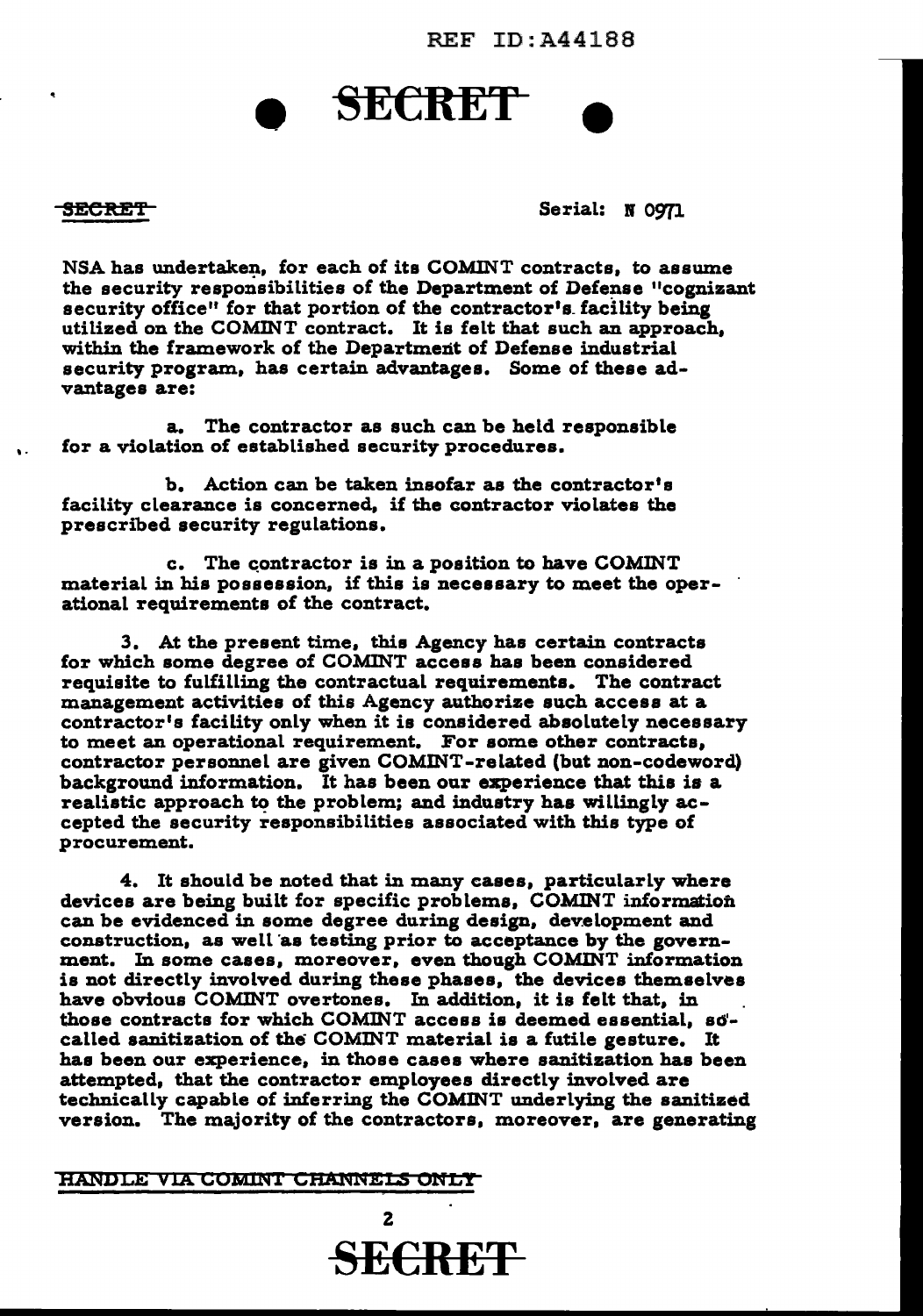SECRET

Serial: N 0971

NSA has undertaken, for each of its COMINT contracts, to assume the security responsibilities of the Department of Defense "cognizant security office" for that portion of the contractor's facility being utilized on the COMINT contract. It is felt that such an approach, within the framework of the Department of Defense industrial security program, has certain advantages. Some of these advantages are:

a. The contractor as such can be held responsible for a violation of established security procedures.

b. Action can be taken insofar as the contractor's facility clearance is concerned, if the contractor violates the prescribed security regulations.

c. The contractor is in a position to have COMINT material in his possession, if this is necessary to meet the operational requirements of the contract.

3. At the present time, this Agency has certain contracts for which some degree of COMINT access has been considered requisite to fulfilling the contractual requirements. The contract management activities of this Agency authorize such access at a contractor's facility only when it is considered absolutely necessary to meet an operational requirement. For some other contracts, contractor personnel are given COMINT-related (but non-codeword) background information. It has been our experience that this is a realistic approach to the problem; and industry has willingly accepted the security responsibilities associated with this type of procurement.

4. It should be noted that in many cases, particularly where devices are being built for specific problems, COMINT information can be evidenced in some degree during design, development and construction, as well as testing prior to acceptance by the government. In some cases, moreover, even though COMINT information is not directly involved during these phases, the devices themselves have obvious COMINT overtones. In addition, it is felt that, in those contracts for which COMINT access is deemed essential, so-called sanitization of the COMINT material is a futile gesture. It has been our experience, in those cases where sanitization has been attempted, that the contractor employees directly involved are technically capable of inferring the COMINT underlying the sanitized version. The majority of the contractors, moreover, are generating

HANDLE VIA COMINT CHANNELS ONLY

SECRET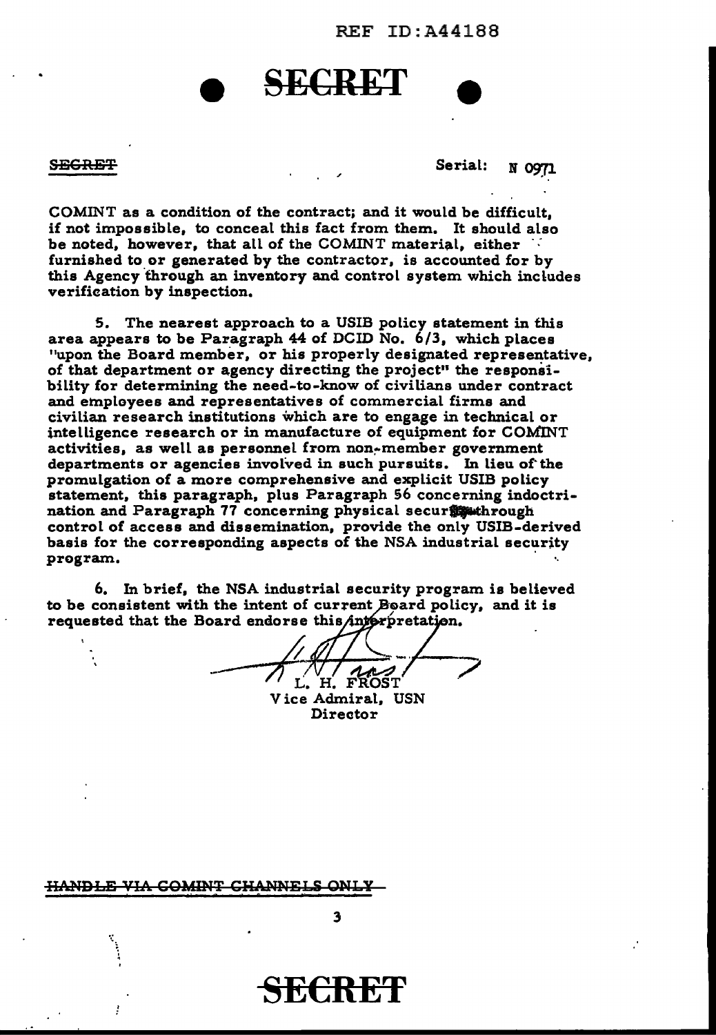REF ID:A44188

**SECRET**

~~SECRET~~ Serial: N 0971

COMINT as a condition of the contract; and it would be difficult, if not impossible, to conceal this fact from them. It should also be noted, however, that all of the COMINT material, either furnished to or generated by the contractor, is accounted for by this Agency through an inventory and control system which includes verification by inspection.

5. The nearest approach to a USIB policy statement in this area appears to be Paragraph 44 of DCID No. 6/3, which places "upon the Board member, or his properly designated representative, of that department or agency directing the project" the responsibility for determining the need-to-know of civilians under contract and employees and representatives of commercial firms and civilian research institutions which are to engage in technical or intelligence research or in manufacture of equipment for COMINT activities, as well as personnel from non-member government departments or agencies involved in such pursuits. In lieu of the promulgation of a more comprehensive and explicit USIB policy statement, this paragraph, plus Paragraph 56 concerning indoctrination and Paragraph 77 concerning physical security through control of access and dissemination, provide the only USIB-derived basis for the corresponding aspects of the NSA industrial security program.

6. In brief, the NSA industrial security program is believed to be consistent with the intent of current Board policy, and it is requested that the Board endorse this interpretation.

L. H. FROST
Vice Admiral, USN
Director

~~HANDLE VIA COMINT CHANNELS ONLY~~

**SECRET**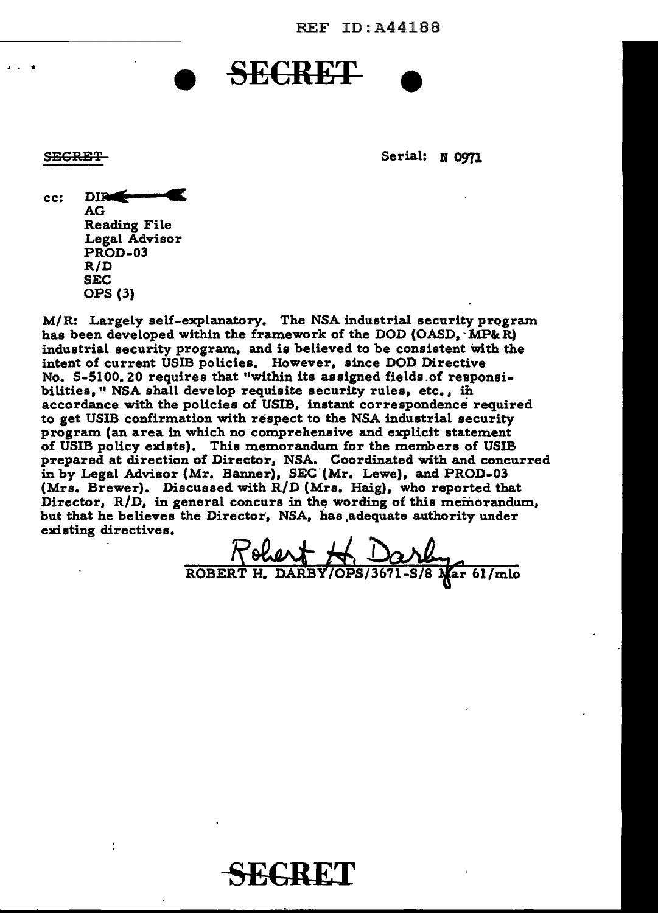REF ID:A44188

**SECRET**

SECRET

Serial: N 0971

cc: DIR
AG
Reading File
Legal Advisor
PROD-03
R/D
SEC
OPS (3)

M/R: Largely self-explanatory. The NSA industrial security program has been developed within the framework of the DOD (OASD, MP& R) industrial security program, and is believed to be consistent with the intent of current USIB policies. However, since DOD Directive No. S-5100.20 requires that "within its assigned fields of responsibilities," NSA shall develop requisite security rules, etc., in accordance with the policies of USIB, instant correspondence required to get USIB confirmation with respect to the NSA industrial security program (an area in which no comprehensive and explicit statement of USIB policy exists). This memorandum for the members of USIB prepared at direction of Director, NSA. Coordinated with and concurred in by Legal Advisor (Mr. Banner), SEC (Mr. Lewe), and PROD-03 (Mrs. Brewer). Discussed with R/D (Mrs. Haig), who reported that Director, R/D, in general concurs in the wording of this memorandum, but that he believes the Director, NSA, has adequate authority under existing directives.

Robert H. Darby

ROBERT H. DARBY/OPS/3671-S/8 Mar 61/mlo

**SECRET**